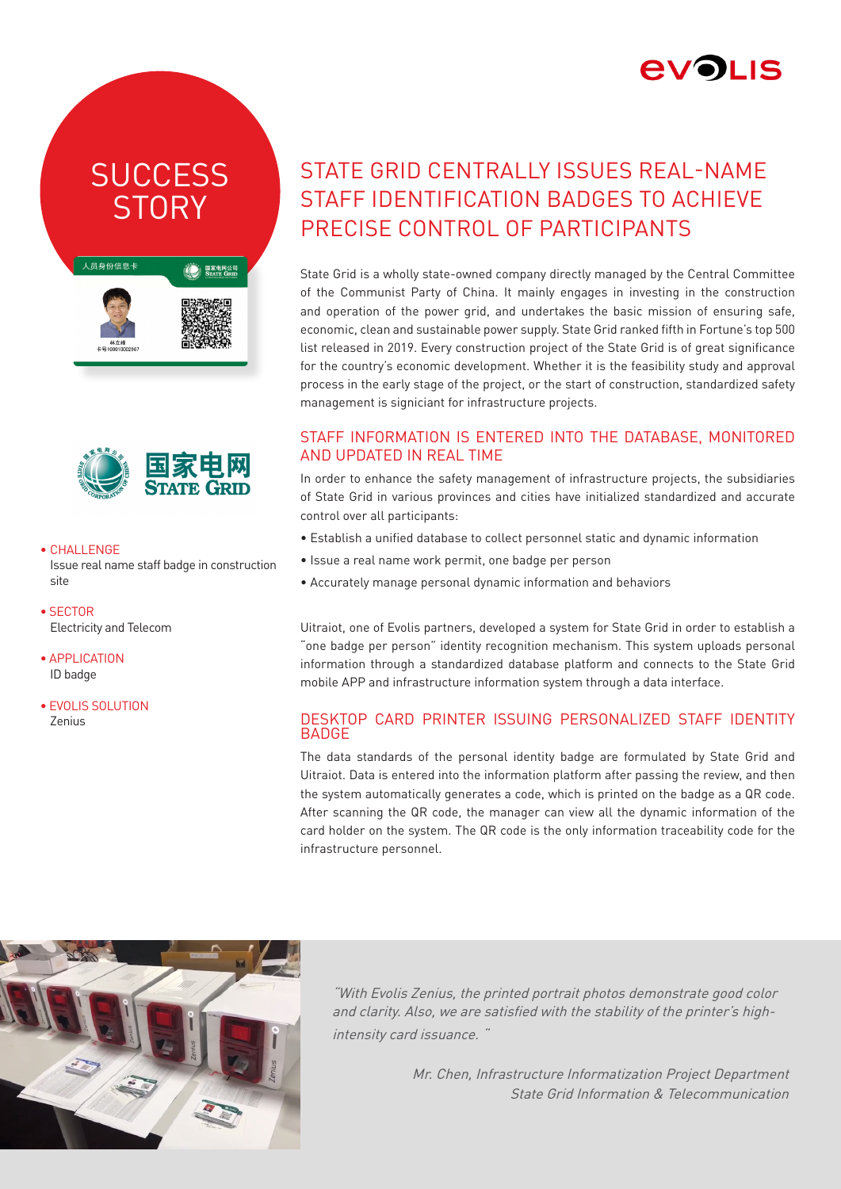# SUCCESS STORY

# STATE GRID CENTRALLY ISSUES REAL-NAME STAFF IDENTIFICATION BADGES TO ACHIEVE PRECISE CONTROL OF PARTICIPANTS

State Grid is a wholly state-owned company directly managed by the Central Committee of the Communist Party of China. It mainly engages in investing in the construction and operation of the power grid, and undertakes the basic mission of ensuring safe, economic, clean and sustainable power supply. State Grid ranked fifth in Fortune's top 500 list released in 2019. Every construction project of the State Grid is of great significance for the country's economic development. Whether it is the feasibility study and approval process in the early stage of the project, or the start of construction, standardized safety management is signiciant for infrastructure projects.

- CHALLENGE
  Issue real name staff badge in construction site
- SECTOR
  Electricity and Telecom
- APPLICATION
  ID badge
- EVOLIS SOLUTION
  Zenius

## STAFF INFORMATION IS ENTERED INTO THE DATABASE, MONITORED AND UPDATED IN REAL TIME

In order to enhance the safety management of infrastructure projects, the subsidiaries of State Grid in various provinces and cities have initialized standardized and accurate control over all participants:

- Establish a unified database to collect personnel static and dynamic information
- Issue a real name work permit, one badge per person
- Accurately manage personal dynamic information and behaviors

Uitraiot, one of Evolis partners, developed a system for State Grid in order to establish a "one badge per person" identity recognition mechanism. This system uploads personal information through a standardized database platform and connects to the State Grid mobile APP and infrastructure information system through a data interface.

## DESKTOP CARD PRINTER ISSUING PERSONALIZED STAFF IDENTITY BADGE

The data standards of the personal identity badge are formulated by State Grid and Uitraiot. Data is entered into the information platform after passing the review, and then the system automatically generates a code, which is printed on the badge as a QR code. After scanning the QR code, the manager can view all the dynamic information of the card holder on the system. The QR code is the only information traceability code for the infrastructure personnel.

*"With Evolis Zenius, the printed portrait photos demonstrate good color and clarity. Also, we are satisfied with the stability of the printer's high-intensity card issuance. "*

*Mr. Chen, Infrastructure Informatization Project Department*
*State Grid Information & Telecommunication*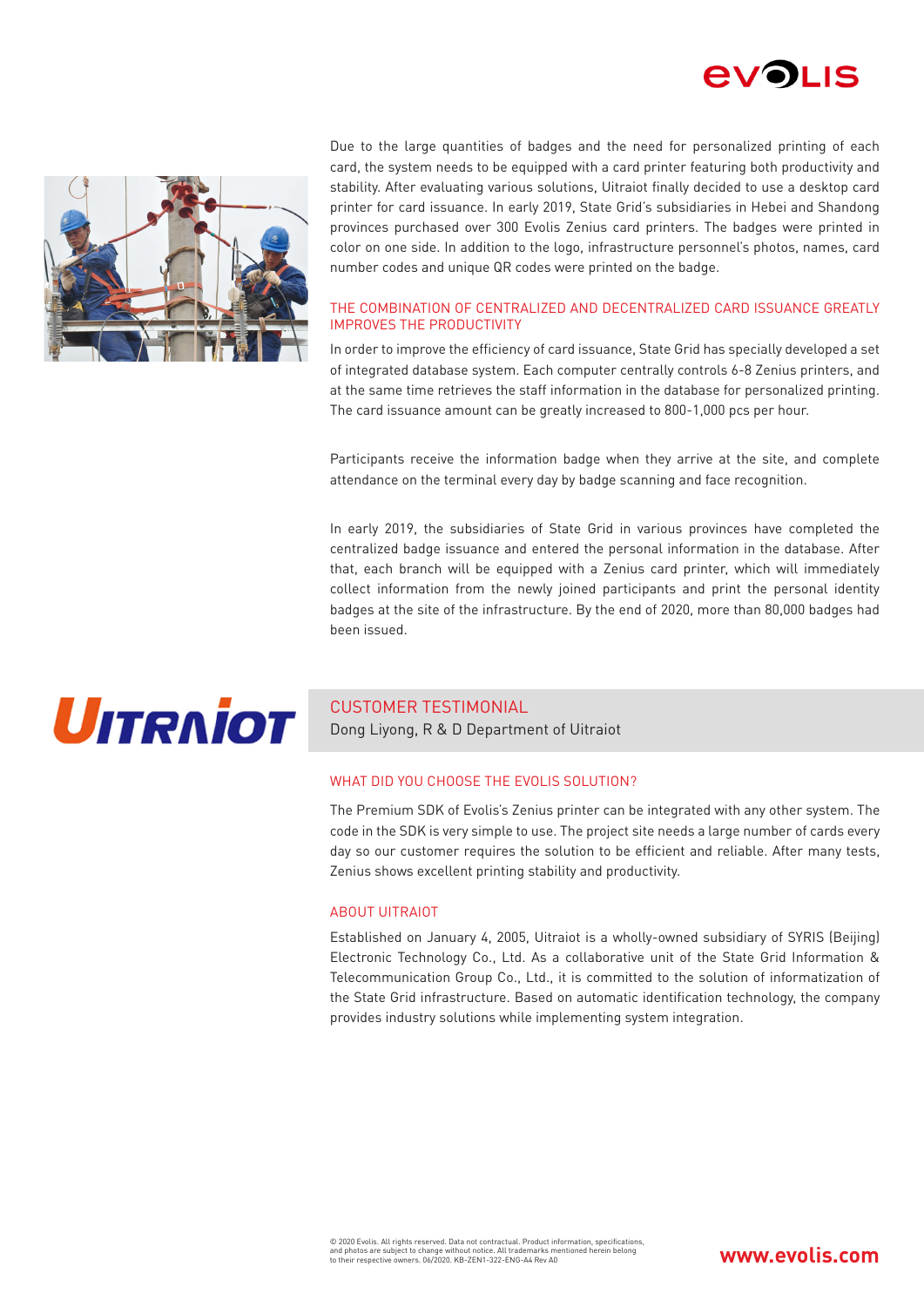Due to the large quantities of badges and the need for personalized printing of each card, the system needs to be equipped with a card printer featuring both productivity and stability. After evaluating various solutions, Uitraiot finally decided to use a desktop card printer for card issuance. In early 2019, State Grid's subsidiaries in Hebei and Shandong provinces purchased over 300 Evolis Zenius card printers. The badges were printed in color on one side. In addition to the logo, infrastructure personnel's photos, names, card number codes and unique QR codes were printed on the badge.

## THE COMBINATION OF CENTRALIZED AND DECENTRALIZED CARD ISSUANCE GREATLY IMPROVES THE PRODUCTIVITY

In order to improve the efficiency of card issuance, State Grid has specially developed a set of integrated database system. Each computer centrally controls 6-8 Zenius printers, and at the same time retrieves the staff information in the database for personalized printing. The card issuance amount can be greatly increased to 800-1,000 pcs per hour.

Participants receive the information badge when they arrive at the site, and complete attendance on the terminal every day by badge scanning and face recognition.

In early 2019, the subsidiaries of State Grid in various provinces have completed the centralized badge issuance and entered the personal information in the database. After that, each branch will be equipped with a Zenius card printer, which will immediately collect information from the newly joined participants and print the personal identity badges at the site of the infrastructure. By the end of 2020, more than 80,000 badges had been issued.

## CUSTOMER TESTIMONIAL

Dong Liyong, R & D Department of Uitraiot

### WHAT DID YOU CHOOSE THE EVOLIS SOLUTION?

The Premium SDK of Evolis's Zenius printer can be integrated with any other system. The code in the SDK is very simple to use. The project site needs a large number of cards every day so our customer requires the solution to be efficient and reliable. After many tests, Zenius shows excellent printing stability and productivity.

### ABOUT UITRAIOT

Established on January 4, 2005, Uitraiot is a wholly-owned subsidiary of SYRIS (Beijing) Electronic Technology Co., Ltd. As a collaborative unit of the State Grid Information & Telecommunication Group Co., Ltd., it is committed to the solution of informatization of the State Grid infrastructure. Based on automatic identification technology, the company provides industry solutions while implementing system integration.

© 2020 Evolis. All rights reserved. Data not contractual. Product information, specifications, and photos are subject to change without notice. All trademarks mentioned herein belong to their respective owners. 06/2020. KB-ZEN1-322-ENG-A4 Rev A0

www.evolis.com